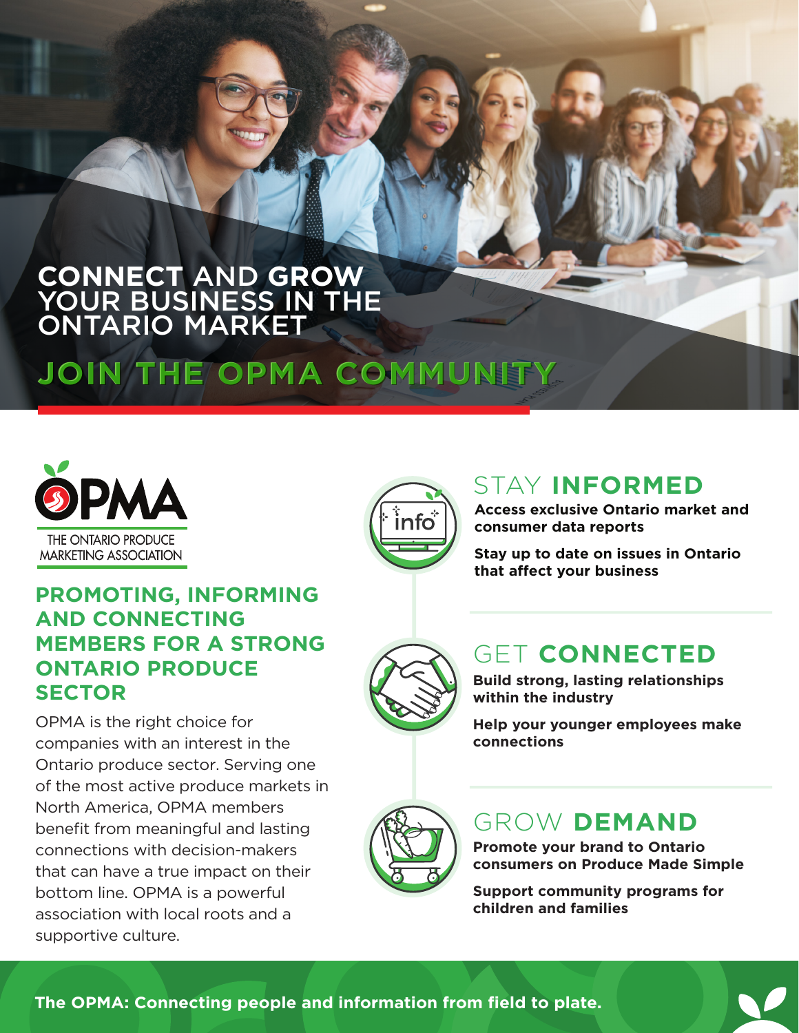# CONNECT AND GROW YOUR BUSINESS IN THE ONTARIO MARKET

## JOIN THE OPMA COMMUNITY

OPMA

THE ONTARIO PRODUCE MARKETING ASSOCIATION

### PROMOTING, INFORMING AND CONNECTING MEMBERS FOR A STRONG ONTARIO PRODUCE SECTOR

OPMA is the right choice for companies with an interest in the Ontario produce sector. Serving one of the most active produce markets in North America, OPMA members benefit from meaningful and lasting connections with decision-makers that can have a true impact on their bottom line. OPMA is a powerful association with local roots and a supportive culture.

### STAY **INFORMED**

**Access exclusive Ontario market and consumer data reports**

**Stay up to date on issues in Ontario that affect your business**

### GET **CONNECTED**

**Build strong, lasting relationships within the industry**

**Help your younger employees make connections**

### GROW **DEMAND**

**Promote your brand to Ontario consumers on Produce Made Simple**

**Support community programs for children and families**

**The OPMA: Connecting people and information from field to plate.**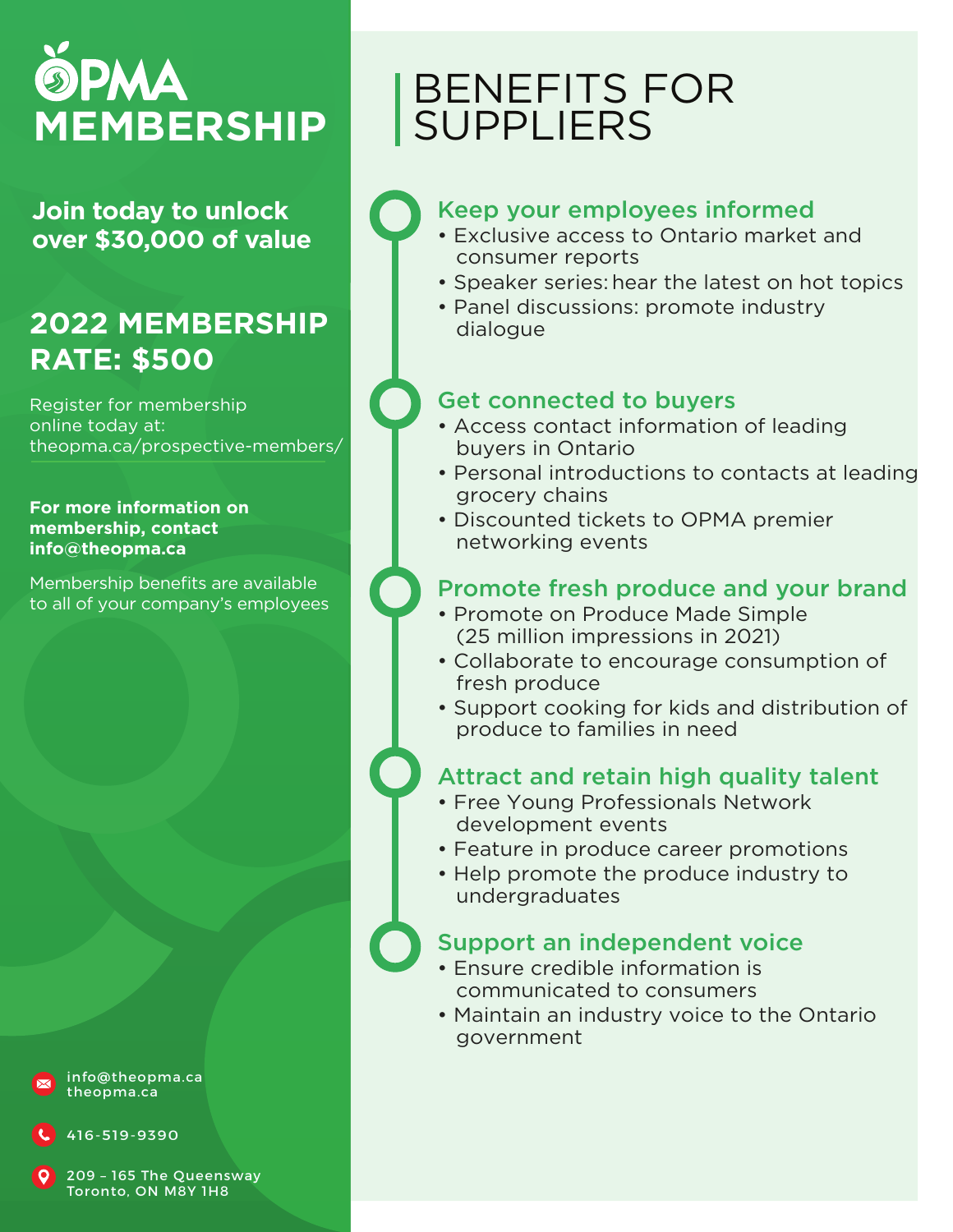# OPMA MEMBERSHIP

**Join today to unlock over $30,000 of value**

## 2022 MEMBERSHIP RATE: $500

Register for membership online today at: theopma.ca/prospective-members/

**For more information on membership, contact info@theopma.ca**

Membership benefits are available to all of your company's employees

info@theopma.ca
theopma.ca

416-519-9390

209 – 165 The Queensway
Toronto, ON M8Y 1H8

# BENEFITS FOR SUPPLIERS

## Keep your employees informed

- Exclusive access to Ontario market and consumer reports
- Speaker series: hear the latest on hot topics
- Panel discussions: promote industry dialogue

## Get connected to buyers

- Access contact information of leading buyers in Ontario
- Personal introductions to contacts at leading grocery chains
- Discounted tickets to OPMA premier networking events

## Promote fresh produce and your brand

- Promote on Produce Made Simple (25 million impressions in 2021)
- Collaborate to encourage consumption of fresh produce
- Support cooking for kids and distribution of produce to families in need

## Attract and retain high quality talent

- Free Young Professionals Network development events
- Feature in produce career promotions
- Help promote the produce industry to undergraduates

## Support an independent voice

- Ensure credible information is communicated to consumers
- Maintain an industry voice to the Ontario government